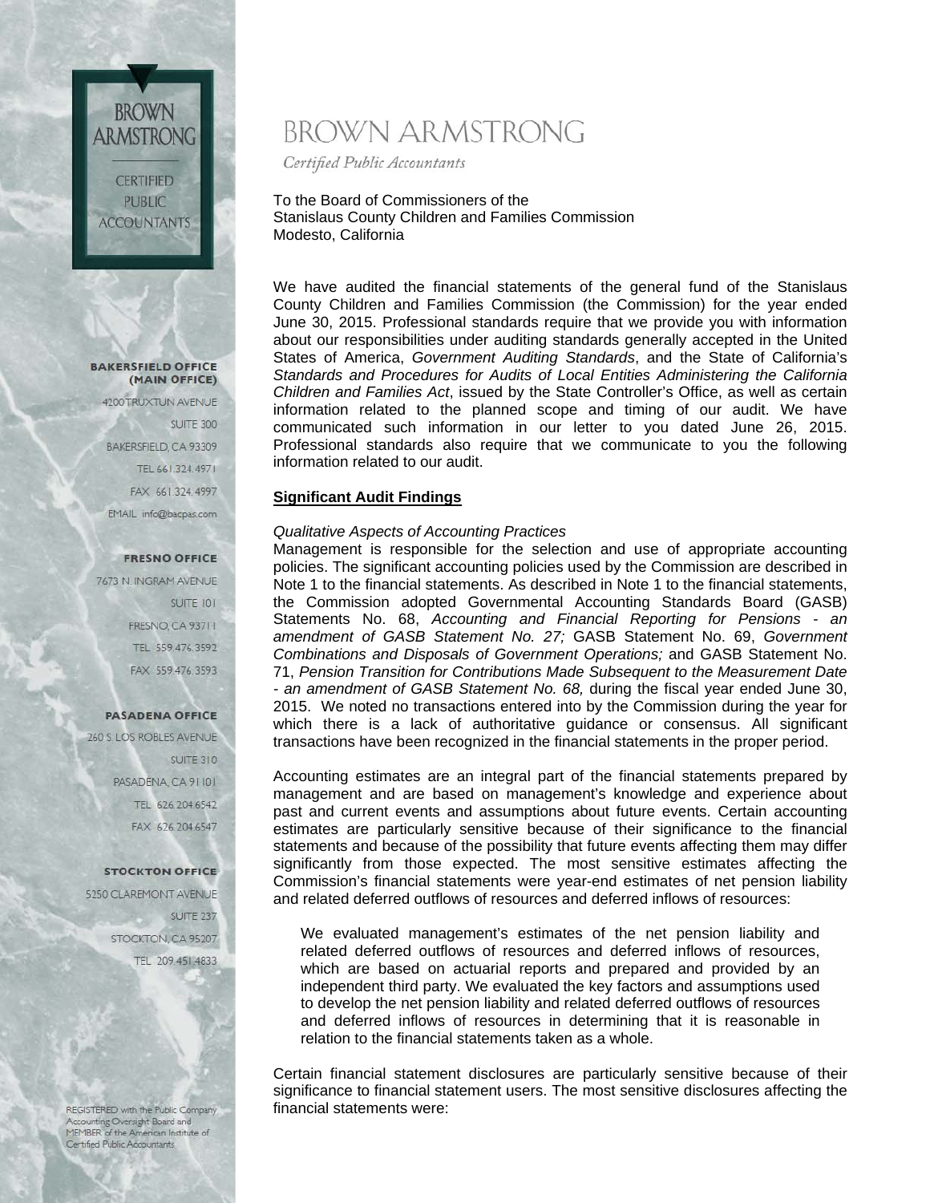# BROWN ARMSTRONG

*Certified Public Accountants*

**BAKERSFIELD OFFICE (MAIN OFFICE)**
4200 TRUXTUN AVENUE
SUITE 300
BAKERSFIELD, CA 93309
TEL 661.324.4971
FAX 661.324.4997
EMAIL info@bacpas.com

**FRESNO OFFICE**
7673 N. INGRAM AVENUE
SUITE 101
FRESNO, CA 93711
TEL 559.476.3592
FAX 559.476.3593

**PASADENA OFFICE**
260 S. LOS ROBLES AVENUE
SUITE 310
PASADENA, CA 91101
TEL 626.204.6542
FAX 626.204.6547

**STOCKTON OFFICE**
5250 CLAREMONT AVENUE
SUITE 237
STOCKTON, CA 95207
TEL 209.451.4833

REGISTERED with the Public Company Accounting Oversight Board and MEMBER of the American Institute of Certified Public Accountants

To the Board of Commissioners of the
Stanislaus County Children and Families Commission
Modesto, California

We have audited the financial statements of the general fund of the Stanislaus County Children and Families Commission (the Commission) for the year ended June 30, 2015. Professional standards require that we provide you with information about our responsibilities under auditing standards generally accepted in the United States of America, *Government Auditing Standards*, and the State of California's *Standards and Procedures for Audits of Local Entities Administering the California Children and Families Act*, issued by the State Controller's Office, as well as certain information related to the planned scope and timing of our audit. We have communicated such information in our letter to you dated June 26, 2015. Professional standards also require that we communicate to you the following information related to our audit.

**Significant Audit Findings**

*Qualitative Aspects of Accounting Practices*

Management is responsible for the selection and use of appropriate accounting policies. The significant accounting policies used by the Commission are described in Note 1 to the financial statements. As described in Note 1 to the financial statements, the Commission adopted Governmental Accounting Standards Board (GASB) Statements No. 68, *Accounting and Financial Reporting for Pensions - an amendment of GASB Statement No. 27;* GASB Statement No. 69, *Government Combinations and Disposals of Government Operations;* and GASB Statement No. 71, *Pension Transition for Contributions Made Subsequent to the Measurement Date - an amendment of GASB Statement No. 68,* during the fiscal year ended June 30, 2015. We noted no transactions entered into by the Commission during the year for which there is a lack of authoritative guidance or consensus. All significant transactions have been recognized in the financial statements in the proper period.

Accounting estimates are an integral part of the financial statements prepared by management and are based on management's knowledge and experience about past and current events and assumptions about future events. Certain accounting estimates are particularly sensitive because of their significance to the financial statements and because of the possibility that future events affecting them may differ significantly from those expected. The most sensitive estimates affecting the Commission's financial statements were year-end estimates of net pension liability and related deferred outflows of resources and deferred inflows of resources:

> We evaluated management's estimates of the net pension liability and related deferred outflows of resources and deferred inflows of resources, which are based on actuarial reports and prepared and provided by an independent third party. We evaluated the key factors and assumptions used to develop the net pension liability and related deferred outflows of resources and deferred inflows of resources in determining that it is reasonable in relation to the financial statements taken as a whole.

Certain financial statement disclosures are particularly sensitive because of their significance to financial statement users. The most sensitive disclosures affecting the financial statements were: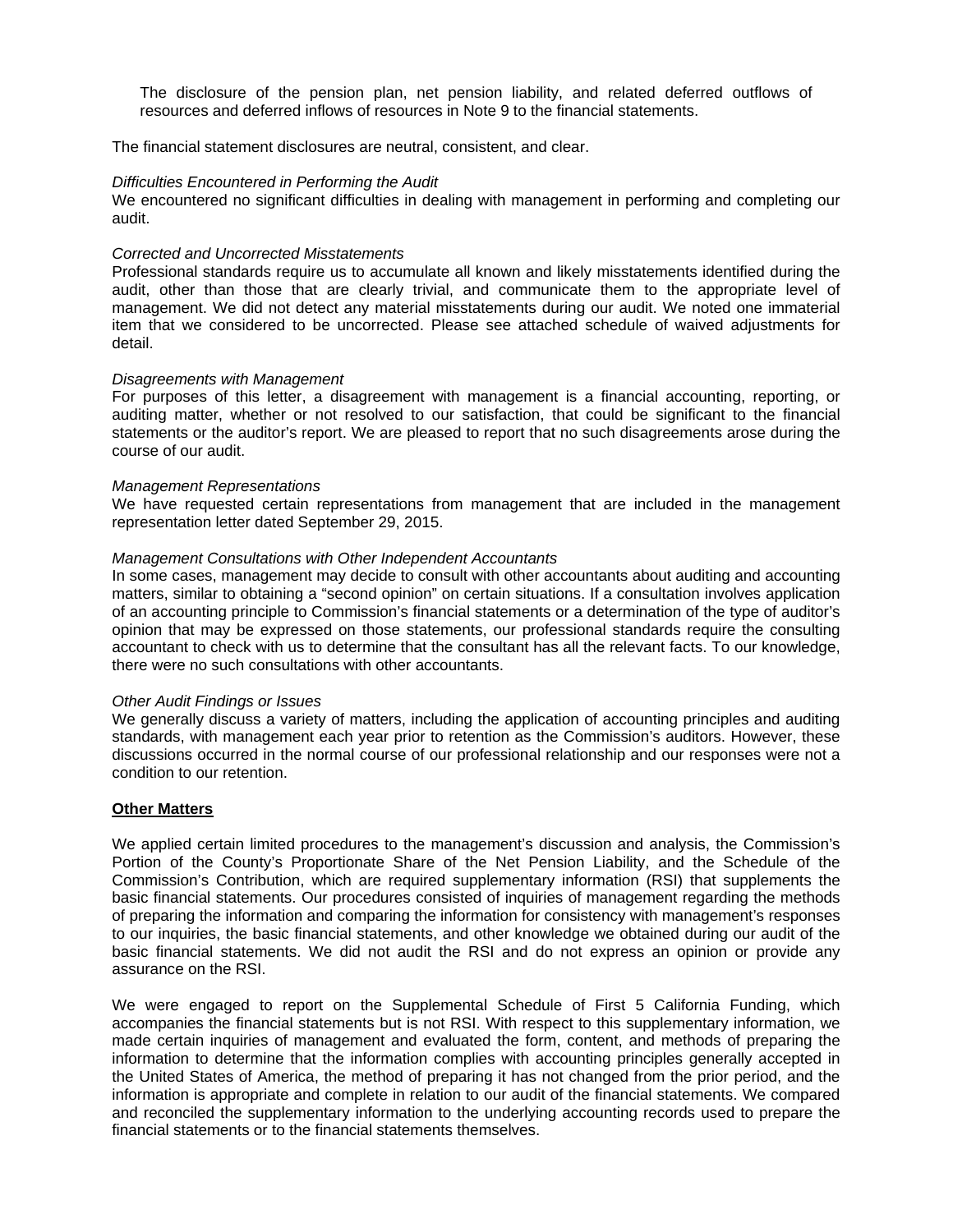The disclosure of the pension plan, net pension liability, and related deferred outflows of resources and deferred inflows of resources in Note 9 to the financial statements.

The financial statement disclosures are neutral, consistent, and clear.

*Difficulties Encountered in Performing the Audit*
We encountered no significant difficulties in dealing with management in performing and completing our audit.

*Corrected and Uncorrected Misstatements*
Professional standards require us to accumulate all known and likely misstatements identified during the audit, other than those that are clearly trivial, and communicate them to the appropriate level of management. We did not detect any material misstatements during our audit. We noted one immaterial item that we considered to be uncorrected. Please see attached schedule of waived adjustments for detail.

*Disagreements with Management*
For purposes of this letter, a disagreement with management is a financial accounting, reporting, or auditing matter, whether or not resolved to our satisfaction, that could be significant to the financial statements or the auditor's report. We are pleased to report that no such disagreements arose during the course of our audit.

*Management Representations*
We have requested certain representations from management that are included in the management representation letter dated September 29, 2015.

*Management Consultations with Other Independent Accountants*
In some cases, management may decide to consult with other accountants about auditing and accounting matters, similar to obtaining a "second opinion" on certain situations. If a consultation involves application of an accounting principle to Commission's financial statements or a determination of the type of auditor's opinion that may be expressed on those statements, our professional standards require the consulting accountant to check with us to determine that the consultant has all the relevant facts. To our knowledge, there were no such consultations with other accountants.

*Other Audit Findings or Issues*
We generally discuss a variety of matters, including the application of accounting principles and auditing standards, with management each year prior to retention as the Commission's auditors. However, these discussions occurred in the normal course of our professional relationship and our responses were not a condition to our retention.

**Other Matters**

We applied certain limited procedures to the management's discussion and analysis, the Commission's Portion of the County's Proportionate Share of the Net Pension Liability, and the Schedule of the Commission's Contribution, which are required supplementary information (RSI) that supplements the basic financial statements. Our procedures consisted of inquiries of management regarding the methods of preparing the information and comparing the information for consistency with management's responses to our inquiries, the basic financial statements, and other knowledge we obtained during our audit of the basic financial statements. We did not audit the RSI and do not express an opinion or provide any assurance on the RSI.

We were engaged to report on the Supplemental Schedule of First 5 California Funding, which accompanies the financial statements but is not RSI. With respect to this supplementary information, we made certain inquiries of management and evaluated the form, content, and methods of preparing the information to determine that the information complies with accounting principles generally accepted in the United States of America, the method of preparing it has not changed from the prior period, and the information is appropriate and complete in relation to our audit of the financial statements. We compared and reconciled the supplementary information to the underlying accounting records used to prepare the financial statements or to the financial statements themselves.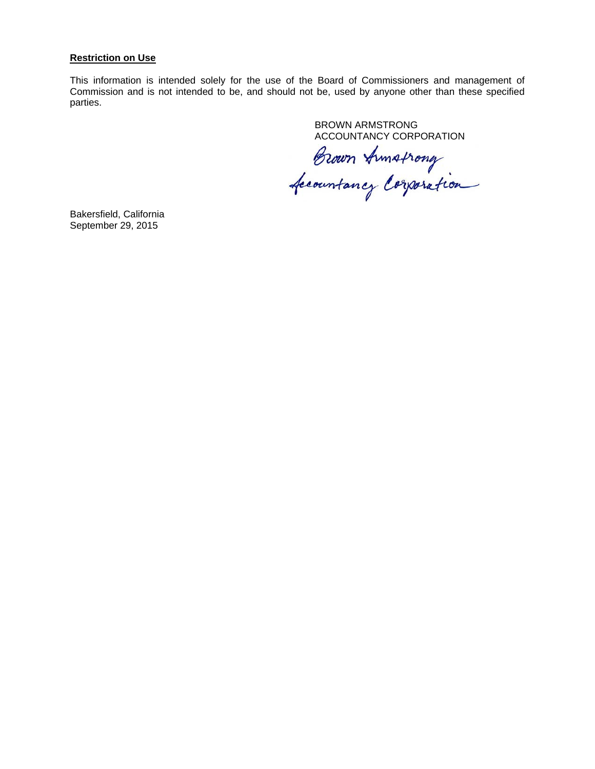**Restriction on Use**

This information is intended solely for the use of the Board of Commissioners and management of Commission and is not intended to be, and should not be, used by anyone other than these specified parties.

BROWN ARMSTRONG
ACCOUNTANCY CORPORATION

Brown Armstrong
Accountancy Corporation

Bakersfield, California
September 29, 2015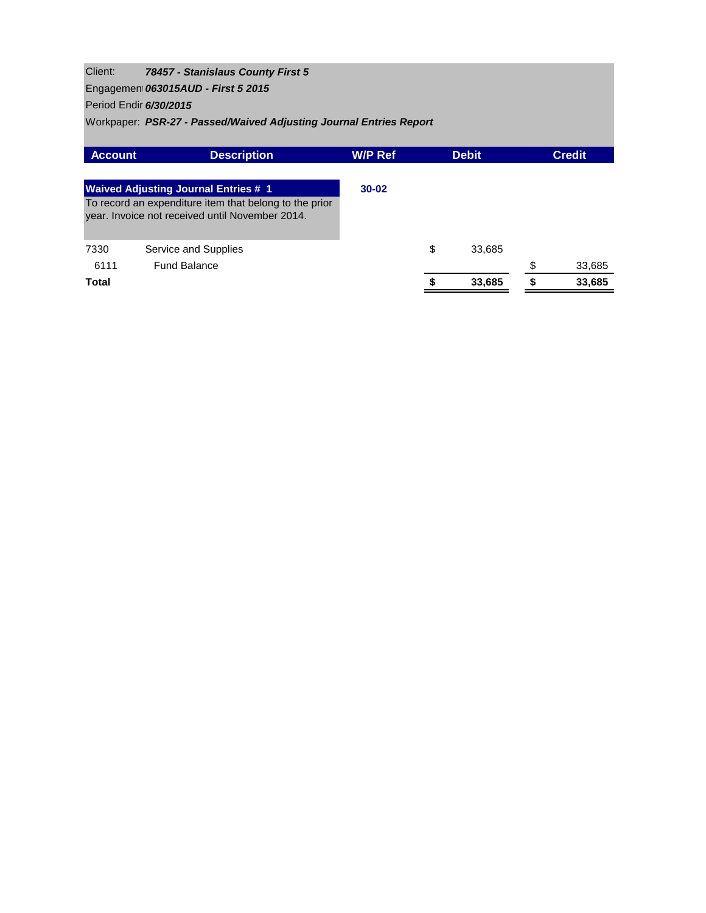Client: ***78457 - Stanislaus County First 5***
Engagemen ***063015AUD - First 5 2015***
Period Endir ***6/30/2015***
Workpaper: ***PSR-27 - Passed/Waived Adjusting Journal Entries Report***

| Account | Description | W/P Ref | Debit | Credit |
|---|---|---|---|---|
| **Waived Adjusting Journal Entries # 1** | | **30-02** | | |
| To record an expenditure item that belong to the prior year. Invoice not received until November 2014. | | | | |
| 7330 | Service and Supplies | | $ 33,685 | |
| 6111 | Fund Balance | | | $ 33,685 |
| **Total** | | | **$ 33,685** | **$ 33,685** |